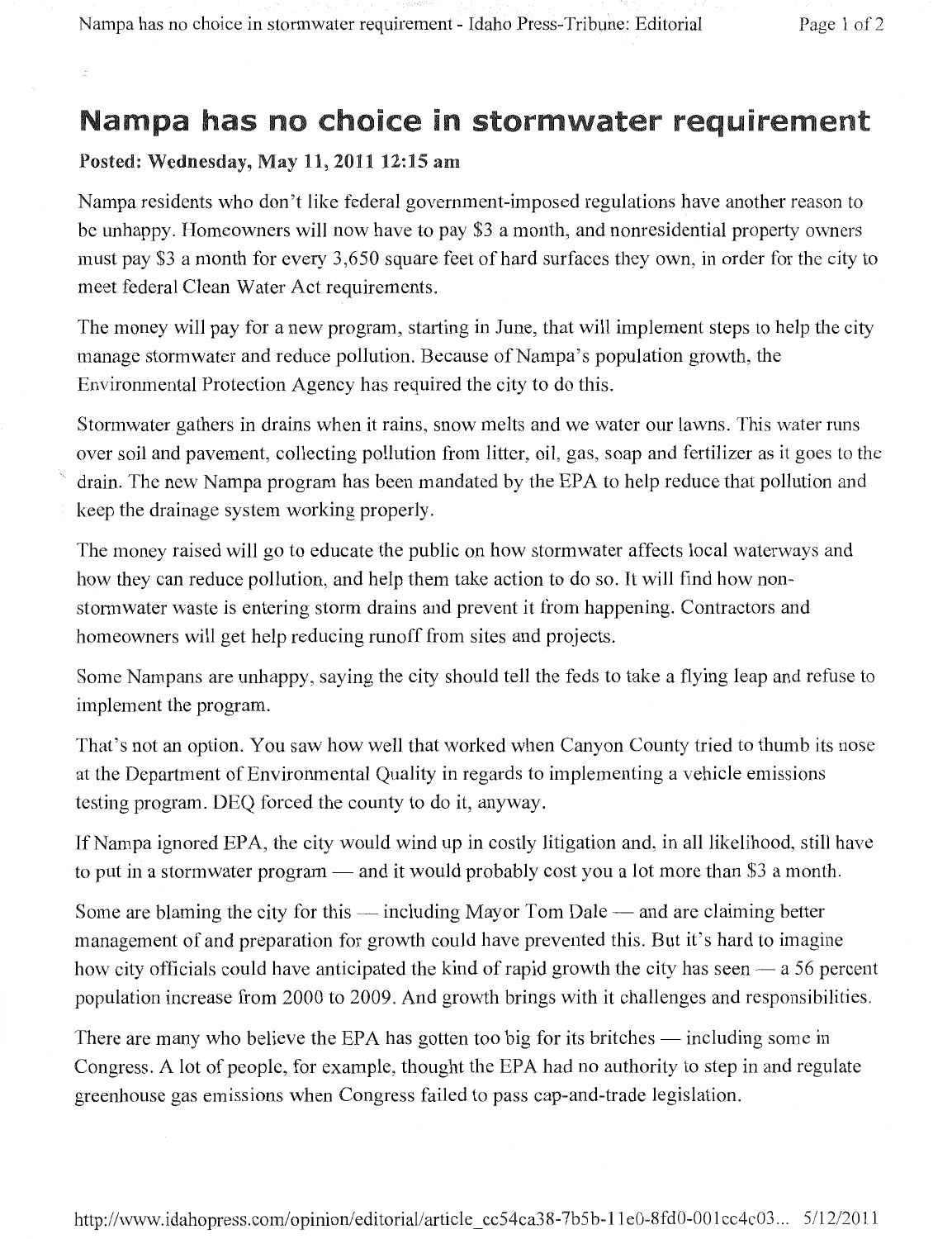# Nampa has no choice in stormwater requirement

**Posted: Wednesday, May 11, 2011 12:15 am**

Nampa residents who don't like federal government-imposed regulations have another reason to be unhappy. Homeowners will now have to pay $3 a month, and nonresidential property owners must pay $3 a month for every 3,650 square feet of hard surfaces they own, in order for the city to meet federal Clean Water Act requirements.

The money will pay for a new program, starting in June, that will implement steps to help the city manage stormwater and reduce pollution. Because of Nampa's population growth, the Environmental Protection Agency has required the city to do this.

Stormwater gathers in drains when it rains, snow melts and we water our lawns. This water runs over soil and pavement, collecting pollution from litter, oil, gas, soap and fertilizer as it goes to the drain. The new Nampa program has been mandated by the EPA to help reduce that pollution and keep the drainage system working properly.

The money raised will go to educate the public on how stormwater affects local waterways and how they can reduce pollution, and help them take action to do so. It will find how non-stormwater waste is entering storm drains and prevent it from happening. Contractors and homeowners will get help reducing runoff from sites and projects.

Some Nampans are unhappy, saying the city should tell the feds to take a flying leap and refuse to implement the program.

That's not an option. You saw how well that worked when Canyon County tried to thumb its nose at the Department of Environmental Quality in regards to implementing a vehicle emissions testing program. DEQ forced the county to do it, anyway.

If Nampa ignored EPA, the city would wind up in costly litigation and, in all likelihood, still have to put in a stormwater program — and it would probably cost you a lot more than $3 a month.

Some are blaming the city for this — including Mayor Tom Dale — and are claiming better management of and preparation for growth could have prevented this. But it's hard to imagine how city officials could have anticipated the kind of rapid growth the city has seen — a 56 percent population increase from 2000 to 2009. And growth brings with it challenges and responsibilities.

There are many who believe the EPA has gotten too big for its britches — including some in Congress. A lot of people, for example, thought the EPA had no authority to step in and regulate greenhouse gas emissions when Congress failed to pass cap-and-trade legislation.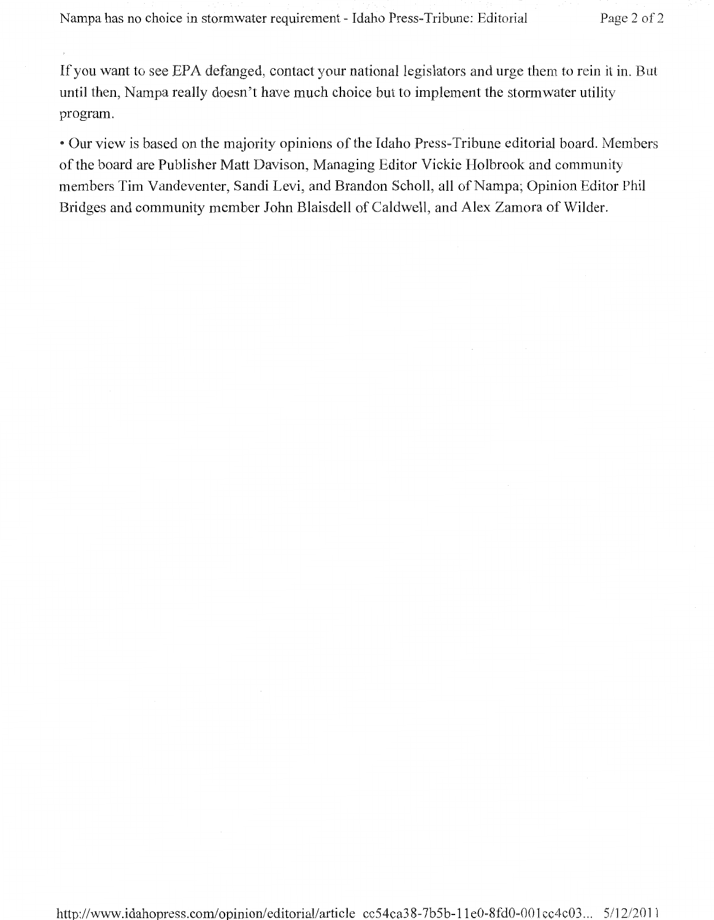If you want to see EPA defanged, contact your national legislators and urge them to rein it in. But until then, Nampa really doesn't have much choice but to implement the stormwater utility program.

• Our view is based on the majority opinions of the Idaho Press-Tribune editorial board. Members of the board are Publisher Matt Davison, Managing Editor Vickie Holbrook and community members Tim Vandeventer, Sandi Levi, and Brandon Scholl, all of Nampa; Opinion Editor Phil Bridges and community member John Blaisdell of Caldwell, and Alex Zamora of Wilder.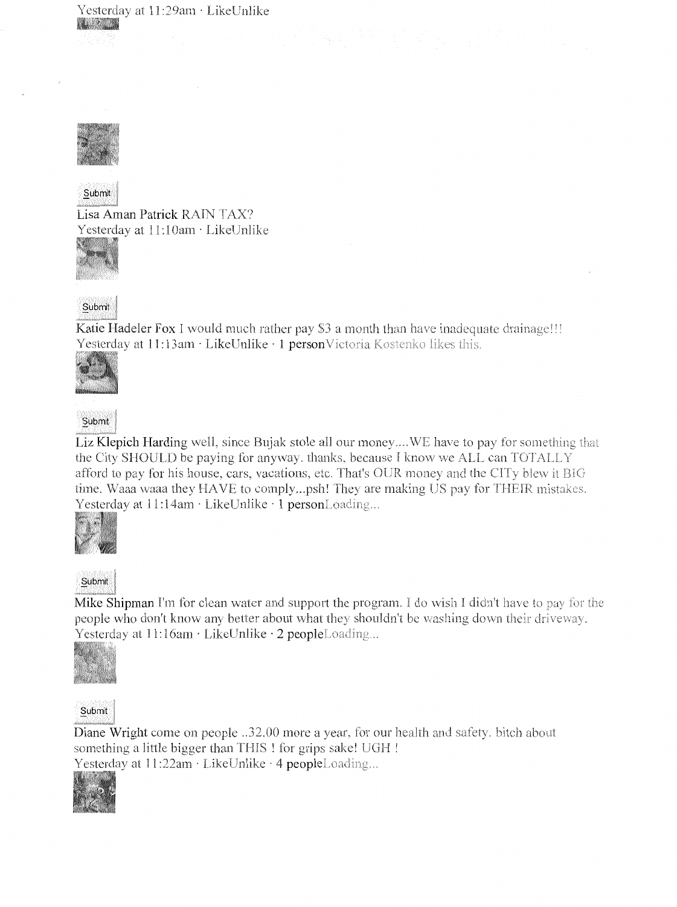Yesterday at 11:29am · LikeUnlike

Submit

Lisa Aman Patrick RAIN TAX?

Yesterday at 11:10am · LikeUnlike

Submit

Katie Hadeler Fox I would much rather pay $3 a month than have inadequate drainage!!!

Yesterday at 11:13am · LikeUnlike · 1 personVictoria Kostenko likes this.

Submit

Liz Klepich Harding well, since Bujak stole all our money....WE have to pay for something that the City SHOULD be paying for anyway. thanks, because I know we ALL can TOTALLY afford to pay for his house, cars, vacations, etc. That's OUR money and the CITy blew it BIG time. Waaa waaa they HAVE to comply...psh! They are making US pay for THEIR mistakes.

Yesterday at 11:14am · LikeUnlike · 1 personLoading...

Submit

Mike Shipman I'm for clean water and support the program. I do wish I didn't have to pay for the people who don't know any better about what they shouldn't be washing down their driveway.

Yesterday at 11:16am · LikeUnlike · 2 peopleLoading...

Submit

Diane Wright come on people ..32.00 more a year, for our health and safety. bitch about something a little bigger than THIS ! for grips sake! UGH !

Yesterday at 11:22am · LikeUnlike · 4 peopleLoading...